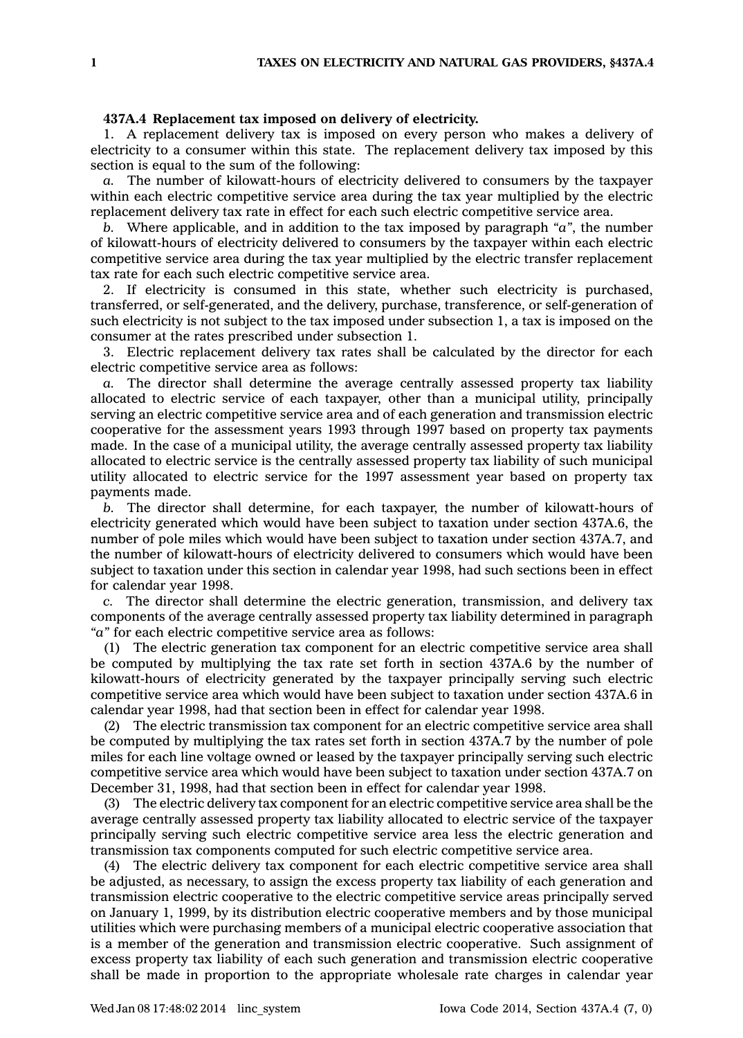**437A.4 Replacement tax imposed on delivery of electricity.**

1. A replacement delivery tax is imposed on every person who makes a delivery of electricity to a consumer within this state. The replacement delivery tax imposed by this section is equal to the sum of the following:

*a.* The number of kilowatt-hours of electricity delivered to consumers by the taxpayer within each electric competitive service area during the tax year multiplied by the electric replacement delivery tax rate in effect for each such electric competitive service area.

*b.* Where applicable, and in addition to the tax imposed by paragraph *"a"*, the number of kilowatt-hours of electricity delivered to consumers by the taxpayer within each electric competitive service area during the tax year multiplied by the electric transfer replacement tax rate for each such electric competitive service area.

2. If electricity is consumed in this state, whether such electricity is purchased, transferred, or self-generated, and the delivery, purchase, transference, or self-generation of such electricity is not subject to the tax imposed under subsection 1, a tax is imposed on the consumer at the rates prescribed under subsection 1.

3. Electric replacement delivery tax rates shall be calculated by the director for each electric competitive service area as follows:

*a.* The director shall determine the average centrally assessed property tax liability allocated to electric service of each taxpayer, other than a municipal utility, principally serving an electric competitive service area and of each generation and transmission electric cooperative for the assessment years 1993 through 1997 based on property tax payments made. In the case of a municipal utility, the average centrally assessed property tax liability allocated to electric service is the centrally assessed property tax liability of such municipal utility allocated to electric service for the 1997 assessment year based on property tax payments made.

*b.* The director shall determine, for each taxpayer, the number of kilowatt-hours of electricity generated which would have been subject to taxation under section 437A.6, the number of pole miles which would have been subject to taxation under section 437A.7, and the number of kilowatt-hours of electricity delivered to consumers which would have been subject to taxation under this section in calendar year 1998, had such sections been in effect for calendar year 1998.

*c.* The director shall determine the electric generation, transmission, and delivery tax components of the average centrally assessed property tax liability determined in paragraph *"a"* for each electric competitive service area as follows:

(1) The electric generation tax component for an electric competitive service area shall be computed by multiplying the tax rate set forth in section 437A.6 by the number of kilowatt-hours of electricity generated by the taxpayer principally serving such electric competitive service area which would have been subject to taxation under section 437A.6 in calendar year 1998, had that section been in effect for calendar year 1998.

(2) The electric transmission tax component for an electric competitive service area shall be computed by multiplying the tax rates set forth in section 437A.7 by the number of pole miles for each line voltage owned or leased by the taxpayer principally serving such electric competitive service area which would have been subject to taxation under section 437A.7 on December 31, 1998, had that section been in effect for calendar year 1998.

(3) The electric delivery tax component for an electric competitive service area shall be the average centrally assessed property tax liability allocated to electric service of the taxpayer principally serving such electric competitive service area less the electric generation and transmission tax components computed for such electric competitive service area.

(4) The electric delivery tax component for each electric competitive service area shall be adjusted, as necessary, to assign the excess property tax liability of each generation and transmission electric cooperative to the electric competitive service areas principally served on January 1, 1999, by its distribution electric cooperative members and by those municipal utilities which were purchasing members of a municipal electric cooperative association that is a member of the generation and transmission electric cooperative. Such assignment of excess property tax liability of each such generation and transmission electric cooperative shall be made in proportion to the appropriate wholesale rate charges in calendar year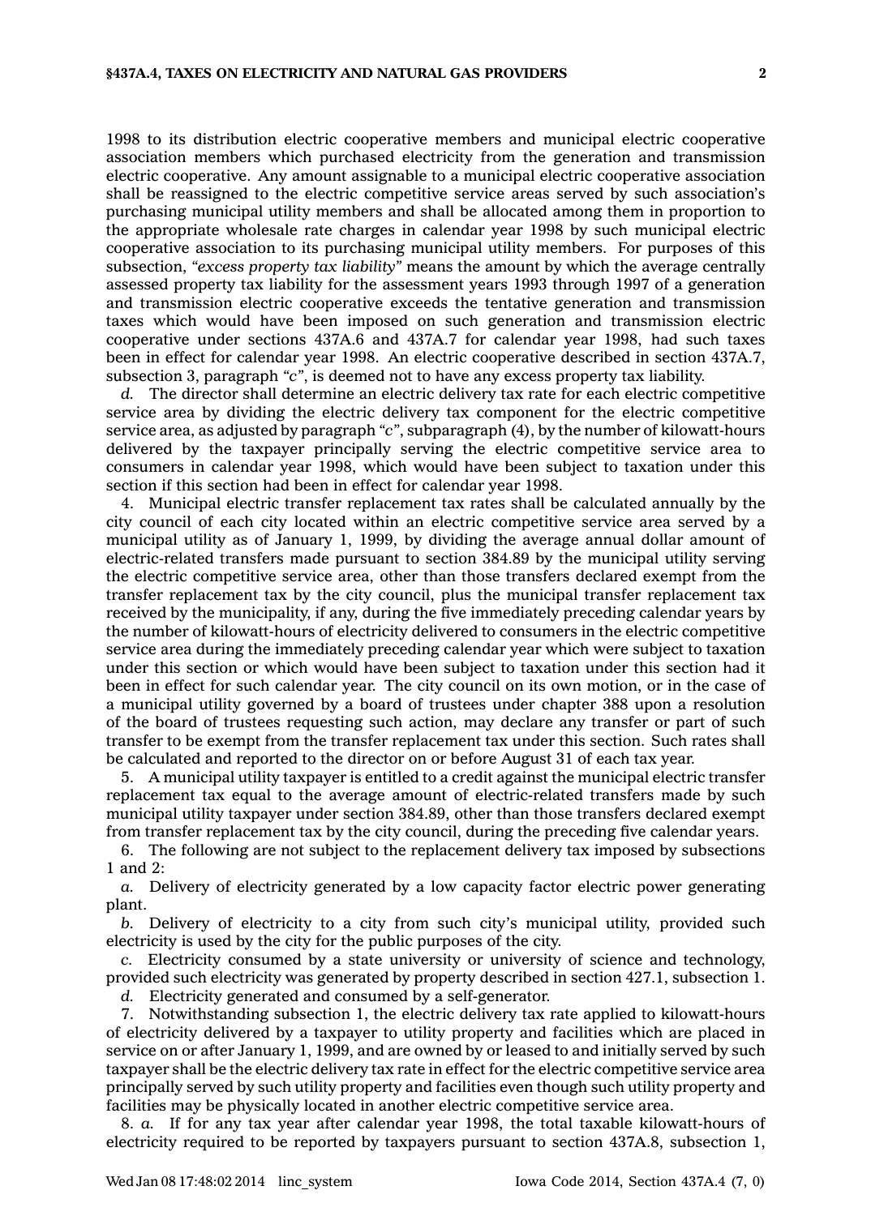1998 to its distribution electric cooperative members and municipal electric cooperative association members which purchased electricity from the generation and transmission electric cooperative. Any amount assignable to a municipal electric cooperative association shall be reassigned to the electric competitive service areas served by such association's purchasing municipal utility members and shall be allocated among them in proportion to the appropriate wholesale rate charges in calendar year 1998 by such municipal electric cooperative association to its purchasing municipal utility members. For purposes of this subsection, *"excess property tax liability"* means the amount by which the average centrally assessed property tax liability for the assessment years 1993 through 1997 of a generation and transmission electric cooperative exceeds the tentative generation and transmission taxes which would have been imposed on such generation and transmission electric cooperative under sections 437A.6 and 437A.7 for calendar year 1998, had such taxes been in effect for calendar year 1998. An electric cooperative described in section 437A.7, subsection 3, paragraph *"c"*, is deemed not to have any excess property tax liability.

*d.* The director shall determine an electric delivery tax rate for each electric competitive service area by dividing the electric delivery tax component for the electric competitive service area, as adjusted by paragraph *"c"*, subparagraph (4), by the number of kilowatt-hours delivered by the taxpayer principally serving the electric competitive service area to consumers in calendar year 1998, which would have been subject to taxation under this section if this section had been in effect for calendar year 1998.

4. Municipal electric transfer replacement tax rates shall be calculated annually by the city council of each city located within an electric competitive service area served by a municipal utility as of January 1, 1999, by dividing the average annual dollar amount of electric-related transfers made pursuant to section 384.89 by the municipal utility serving the electric competitive service area, other than those transfers declared exempt from the transfer replacement tax by the city council, plus the municipal transfer replacement tax received by the municipality, if any, during the five immediately preceding calendar years by the number of kilowatt-hours of electricity delivered to consumers in the electric competitive service area during the immediately preceding calendar year which were subject to taxation under this section or which would have been subject to taxation under this section had it been in effect for such calendar year. The city council on its own motion, or in the case of a municipal utility governed by a board of trustees under chapter 388 upon a resolution of the board of trustees requesting such action, may declare any transfer or part of such transfer to be exempt from the transfer replacement tax under this section. Such rates shall be calculated and reported to the director on or before August 31 of each tax year.

5. A municipal utility taxpayer is entitled to a credit against the municipal electric transfer replacement tax equal to the average amount of electric-related transfers made by such municipal utility taxpayer under section 384.89, other than those transfers declared exempt from transfer replacement tax by the city council, during the preceding five calendar years.

6. The following are not subject to the replacement delivery tax imposed by subsections 1 and 2:

*a.* Delivery of electricity generated by a low capacity factor electric power generating plant.

*b.* Delivery of electricity to a city from such city's municipal utility, provided such electricity is used by the city for the public purposes of the city.

*c.* Electricity consumed by a state university or university of science and technology, provided such electricity was generated by property described in section 427.1, subsection 1.

*d.* Electricity generated and consumed by a self-generator.

7. Notwithstanding subsection 1, the electric delivery tax rate applied to kilowatt-hours of electricity delivered by a taxpayer to utility property and facilities which are placed in service on or after January 1, 1999, and are owned by or leased to and initially served by such taxpayer shall be the electric delivery tax rate in effect for the electric competitive service area principally served by such utility property and facilities even though such utility property and facilities may be physically located in another electric competitive service area.

8. *a.* If for any tax year after calendar year 1998, the total taxable kilowatt-hours of electricity required to be reported by taxpayers pursuant to section 437A.8, subsection 1,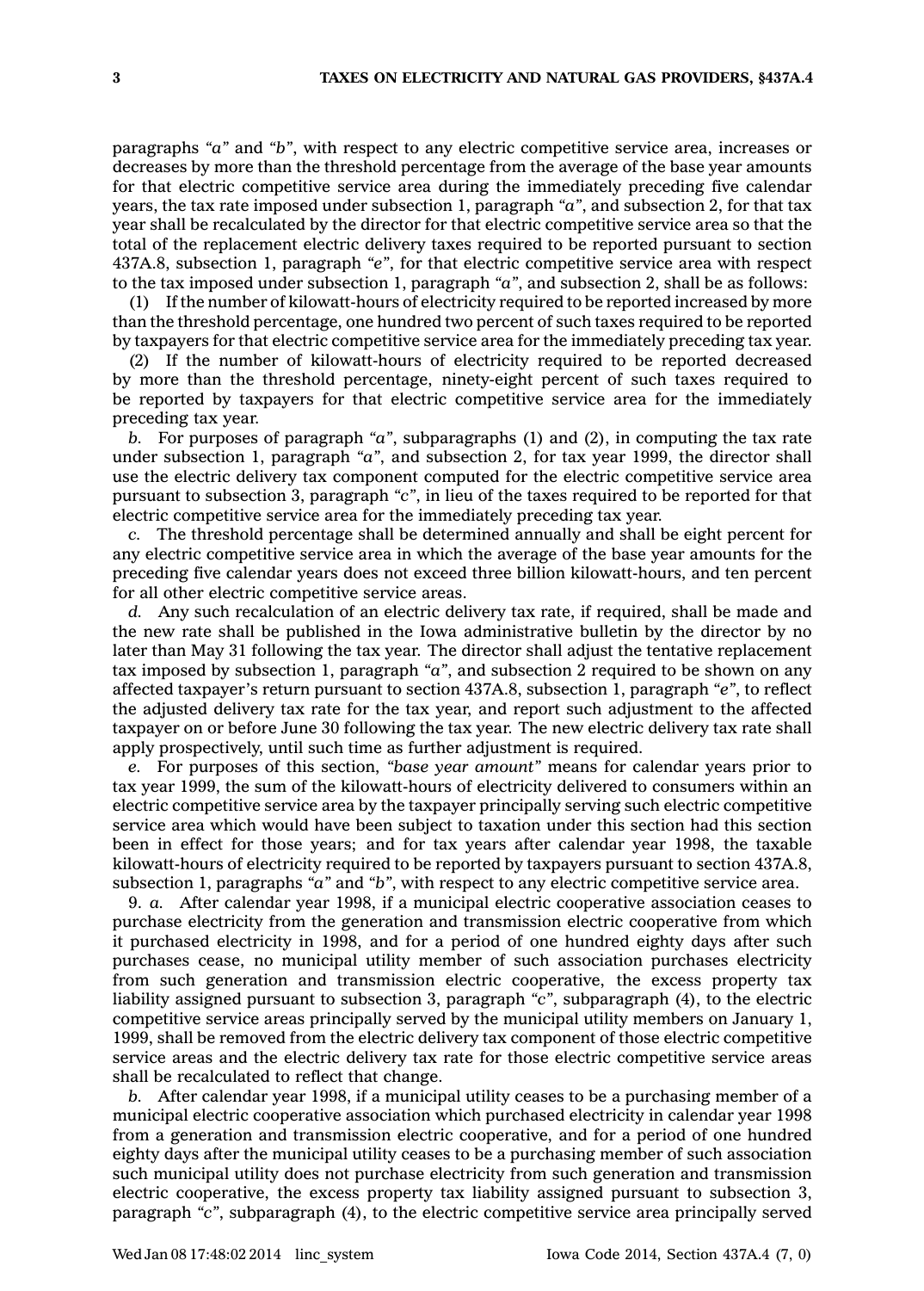paragraphs *"a"* and *"b"*, with respect to any electric competitive service area, increases or decreases by more than the threshold percentage from the average of the base year amounts for that electric competitive service area during the immediately preceding five calendar years, the tax rate imposed under subsection 1, paragraph *"a"*, and subsection 2, for that tax year shall be recalculated by the director for that electric competitive service area so that the total of the replacement electric delivery taxes required to be reported pursuant to section 437A.8, subsection 1, paragraph *"e"*, for that electric competitive service area with respect to the tax imposed under subsection 1, paragraph *"a"*, and subsection 2, shall be as follows:

(1) If the number of kilowatt-hours of electricity required to be reported increased by more than the threshold percentage, one hundred two percent of such taxes required to be reported by taxpayers for that electric competitive service area for the immediately preceding tax year.

(2) If the number of kilowatt-hours of electricity required to be reported decreased by more than the threshold percentage, ninety-eight percent of such taxes required to be reported by taxpayers for that electric competitive service area for the immediately preceding tax year.

*b.* For purposes of paragraph *"a"*, subparagraphs (1) and (2), in computing the tax rate under subsection 1, paragraph *"a"*, and subsection 2, for tax year 1999, the director shall use the electric delivery tax component computed for the electric competitive service area pursuant to subsection 3, paragraph *"c"*, in lieu of the taxes required to be reported for that electric competitive service area for the immediately preceding tax year.

*c.* The threshold percentage shall be determined annually and shall be eight percent for any electric competitive service area in which the average of the base year amounts for the preceding five calendar years does not exceed three billion kilowatt-hours, and ten percent for all other electric competitive service areas.

*d.* Any such recalculation of an electric delivery tax rate, if required, shall be made and the new rate shall be published in the Iowa administrative bulletin by the director by no later than May 31 following the tax year. The director shall adjust the tentative replacement tax imposed by subsection 1, paragraph *"a"*, and subsection 2 required to be shown on any affected taxpayer's return pursuant to section 437A.8, subsection 1, paragraph *"e"*, to reflect the adjusted delivery tax rate for the tax year, and report such adjustment to the affected taxpayer on or before June 30 following the tax year. The new electric delivery tax rate shall apply prospectively, until such time as further adjustment is required.

*e.* For purposes of this section, *"base year amount"* means for calendar years prior to tax year 1999, the sum of the kilowatt-hours of electricity delivered to consumers within an electric competitive service area by the taxpayer principally serving such electric competitive service area which would have been subject to taxation under this section had this section been in effect for those years; and for tax years after calendar year 1998, the taxable kilowatt-hours of electricity required to be reported by taxpayers pursuant to section 437A.8, subsection 1, paragraphs *"a"* and *"b"*, with respect to any electric competitive service area.

9. *a.* After calendar year 1998, if a municipal electric cooperative association ceases to purchase electricity from the generation and transmission electric cooperative from which it purchased electricity in 1998, and for a period of one hundred eighty days after such purchases cease, no municipal utility member of such association purchases electricity from such generation and transmission electric cooperative, the excess property tax liability assigned pursuant to subsection 3, paragraph *"c"*, subparagraph (4), to the electric competitive service areas principally served by the municipal utility members on January 1, 1999, shall be removed from the electric delivery tax component of those electric competitive service areas and the electric delivery tax rate for those electric competitive service areas shall be recalculated to reflect that change.

*b.* After calendar year 1998, if a municipal utility ceases to be a purchasing member of a municipal electric cooperative association which purchased electricity in calendar year 1998 from a generation and transmission electric cooperative, and for a period of one hundred eighty days after the municipal utility ceases to be a purchasing member of such association such municipal utility does not purchase electricity from such generation and transmission electric cooperative, the excess property tax liability assigned pursuant to subsection 3, paragraph *"c"*, subparagraph (4), to the electric competitive service area principally served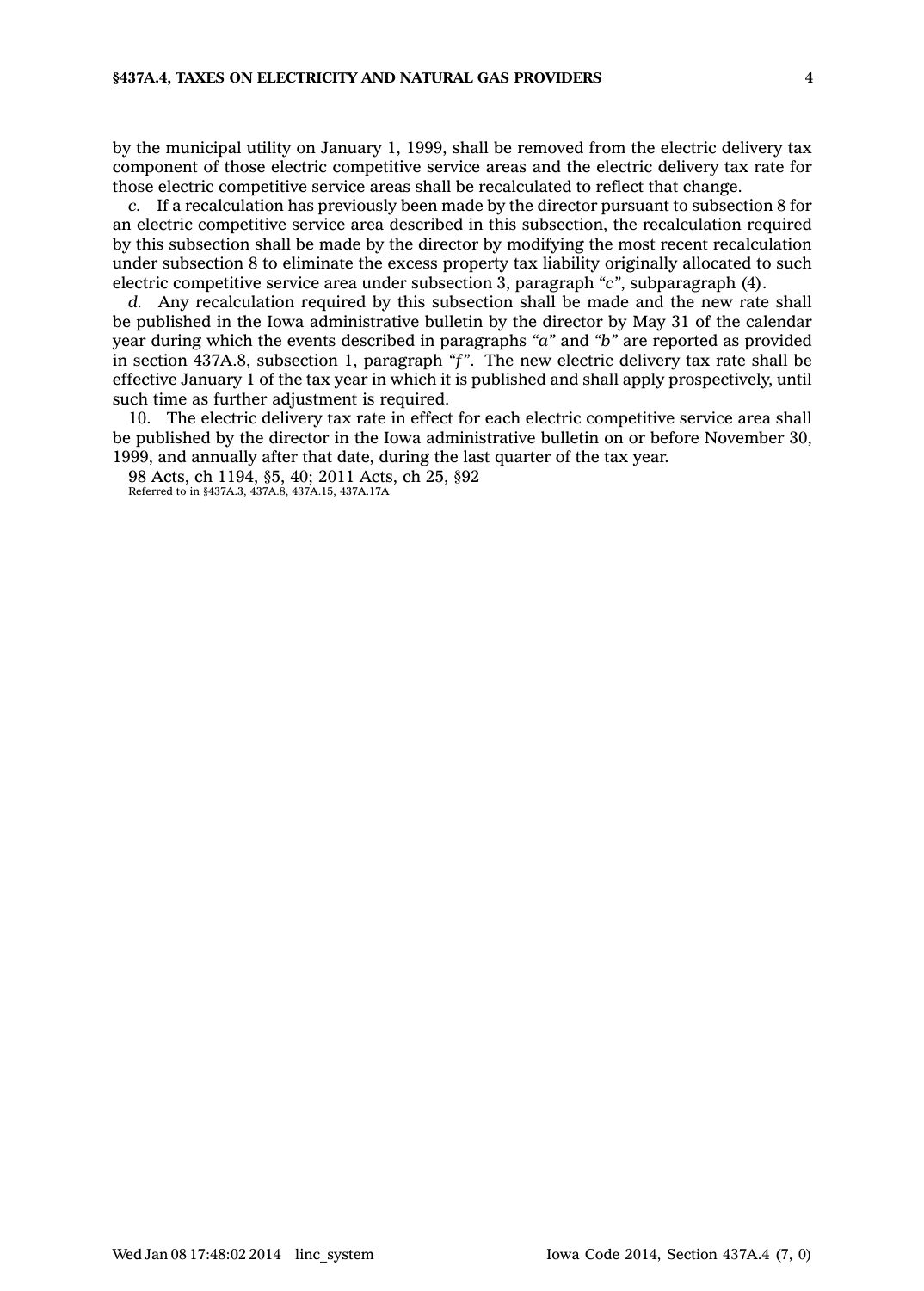by the municipal utility on January 1, 1999, shall be removed from the electric delivery tax component of those electric competitive service areas and the electric delivery tax rate for those electric competitive service areas shall be recalculated to reflect that change.

*c.* If a recalculation has previously been made by the director pursuant to subsection 8 for an electric competitive service area described in this subsection, the recalculation required by this subsection shall be made by the director by modifying the most recent recalculation under subsection 8 to eliminate the excess property tax liability originally allocated to such electric competitive service area under subsection 3, paragraph *"c"*, subparagraph (4).

*d.* Any recalculation required by this subsection shall be made and the new rate shall be published in the Iowa administrative bulletin by the director by May 31 of the calendar year during which the events described in paragraphs *"a"* and *"b"* are reported as provided in section 437A.8, subsection 1, paragraph *"f"*. The new electric delivery tax rate shall be effective January 1 of the tax year in which it is published and shall apply prospectively, until such time as further adjustment is required.

10. The electric delivery tax rate in effect for each electric competitive service area shall be published by the director in the Iowa administrative bulletin on or before November 30, 1999, and annually after that date, during the last quarter of the tax year.

98 Acts, ch 1194, §5, 40; 2011 Acts, ch 25, §92

Referred to in §437A.3, 437A.8, 437A.15, 437A.17A